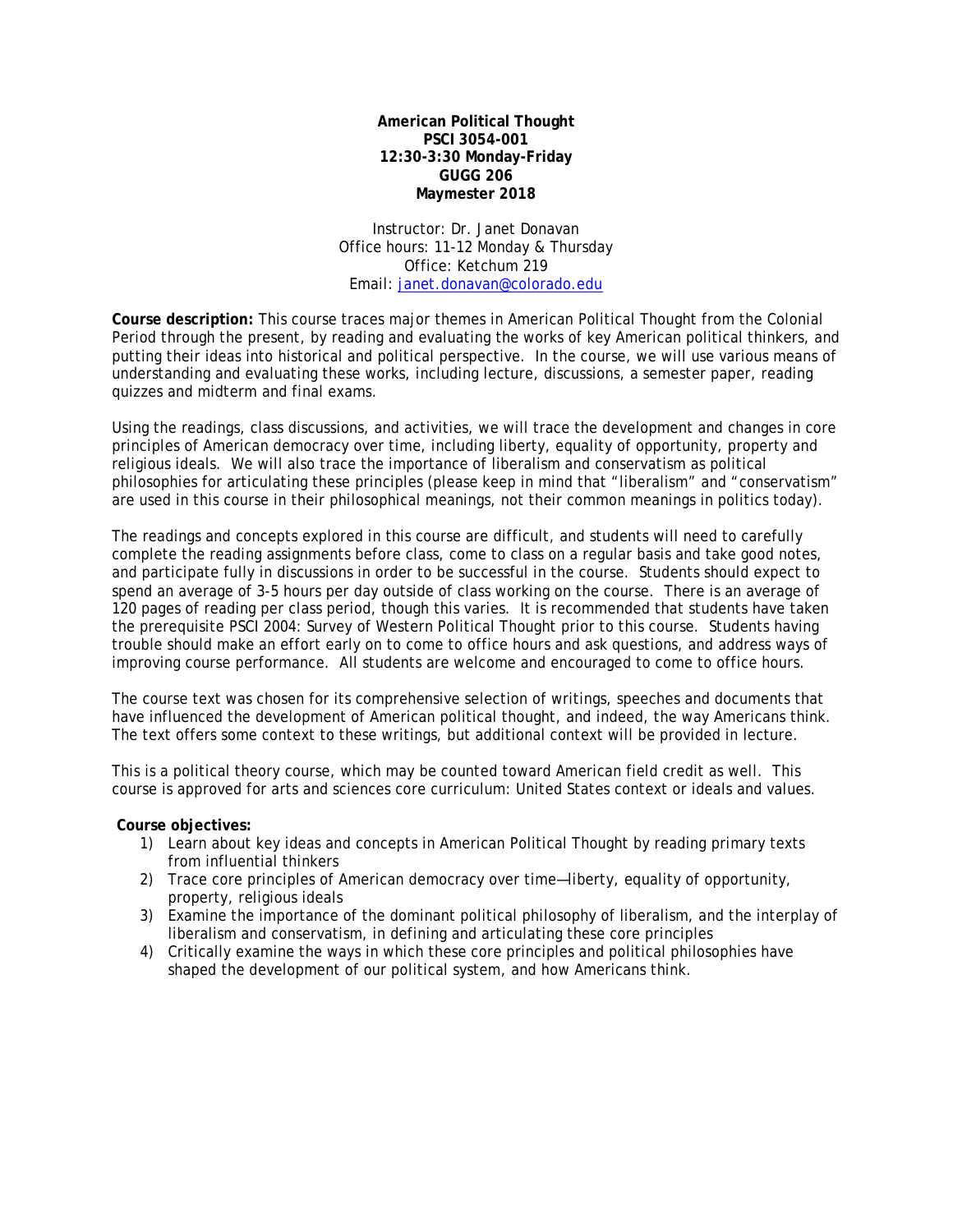**American Political Thought**
**PSCI 3054-001**
**12:30-3:30 Monday-Friday**
**GUGG 206**
**Maymester 2018**

Instructor: Dr. Janet Donavan
Office hours: 11-12 Monday & Thursday
Office: Ketchum 219
Email: janet.donavan@colorado.edu

**Course description:** This course traces major themes in American Political Thought from the Colonial Period through the present, by reading and evaluating the works of key American political thinkers, and putting their ideas into historical and political perspective. In the course, we will use various means of understanding and evaluating these works, including lecture, discussions, a semester paper, reading quizzes and midterm and final exams.

Using the readings, class discussions, and activities, we will trace the development and changes in core principles of American democracy over time, including liberty, equality of opportunity, property and religious ideals. We will also trace the importance of liberalism and conservatism as political philosophies for articulating these principles (please keep in mind that "liberalism" and "conservatism" are used in this course in their philosophical meanings, not their common meanings in politics today).

The readings and concepts explored in this course are difficult, and students will need to carefully complete the reading assignments before class, come to class on a regular basis and take good notes, and participate fully in discussions in order to be successful in the course. Students should expect to spend an average of 3-5 hours per day outside of class working on the course. There is an average of 120 pages of reading per class period, though this varies. It is recommended that students have taken the prerequisite PSCI 2004: Survey of Western Political Thought prior to this course. Students having trouble should make an effort early on to come to office hours and ask questions, and address ways of improving course performance. All students are welcome and encouraged to come to office hours.

The course text was chosen for its comprehensive selection of writings, speeches and documents that have influenced the development of American political thought, and indeed, the way Americans think. The text offers some context to these writings, but additional context will be provided in lecture.

This is a political theory course, which may be counted toward American field credit as well. This course is approved for arts and sciences core curriculum: United States context or ideals and values.

**Course objectives:**

1) Learn about key ideas and concepts in American Political Thought by reading primary texts from influential thinkers
2) Trace core principles of American democracy over time—liberty, equality of opportunity, property, religious ideals
3) Examine the importance of the dominant political philosophy of liberalism, and the interplay of liberalism and conservatism, in defining and articulating these core principles
4) Critically examine the ways in which these core principles and political philosophies have shaped the development of our political system, and how Americans think.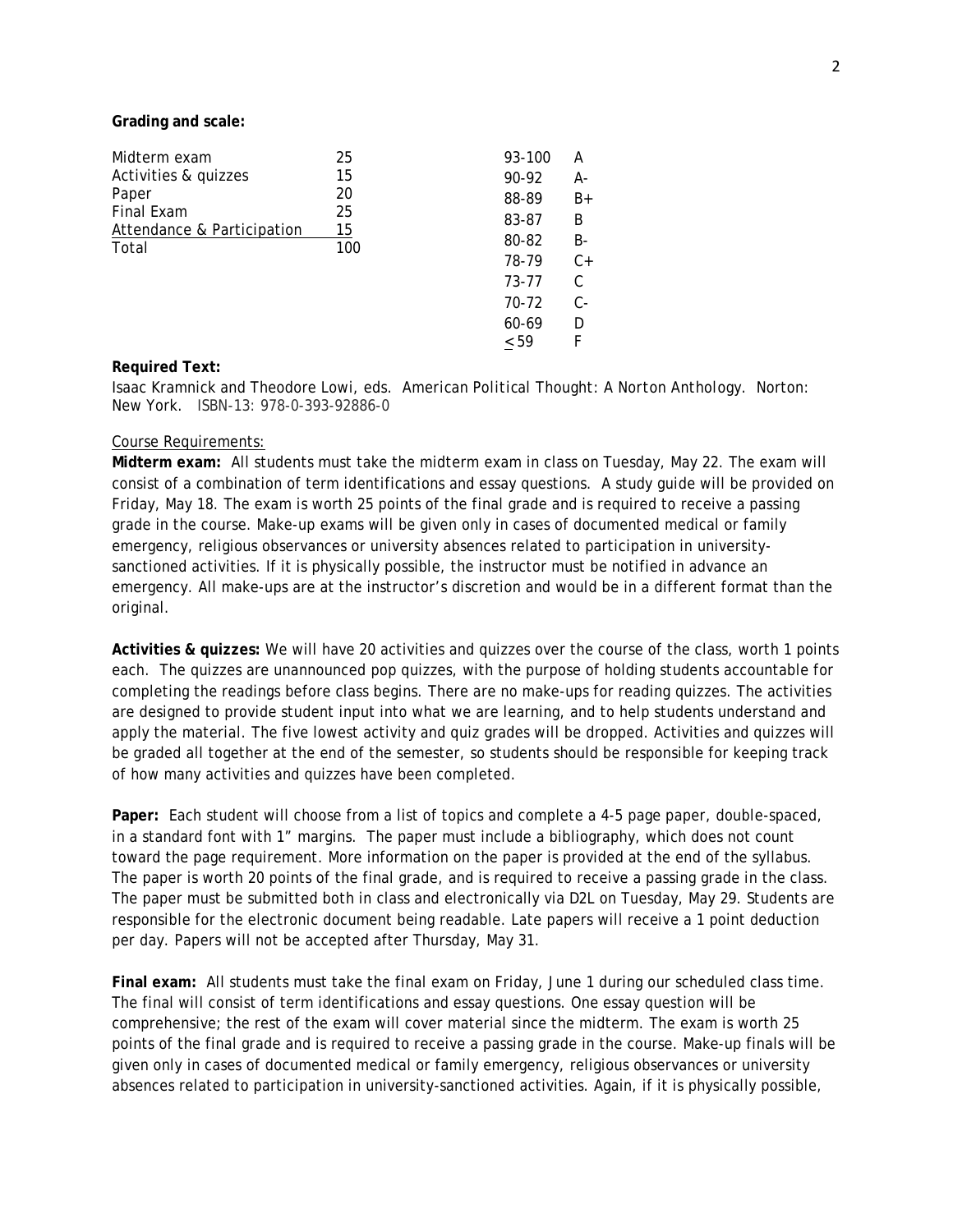**Grading and scale:**

| Component | Points |
|---|---|
| Midterm exam | 25 |
| Activities & quizzes | 15 |
| Paper | 20 |
| Final Exam | 25 |
| Attendance & Participation | 15 |
| Total | 100 |

| Range | Grade |
|---|---|
| 93-100 | A |
| 90-92 | A- |
| 88-89 | B+ |
| 83-87 | B |
| 80-82 | B- |
| 78-79 | C+ |
| 73-77 | C |
| 70-72 | C- |
| 60-69 | D |
| ≤ 59 | F |

**Required Text:**

Isaac Kramnick and Theodore Lowi, eds. *American Political Thought: A Norton Anthology*. Norton: New York. ISBN-13: 978-0-393-92886-0

Course Requirements:

**Midterm exam:** All students must take the midterm exam in class on Tuesday, May 22. The exam will consist of a combination of term identifications and essay questions. A study guide will be provided on Friday, May 18. The exam is worth 25 points of the final grade and is required to receive a passing grade in the course. Make-up exams will be given only in cases of documented medical or family emergency, religious observances or university absences related to participation in university-sanctioned activities. If it is physically possible, the instructor must be notified in advance an emergency. All make-ups are at the instructor's discretion and would be in a different format than the original.

**Activities & quizzes:** We will have 20 activities and quizzes over the course of the class, worth 1 points each. The quizzes are unannounced pop quizzes, with the purpose of holding students accountable for completing the readings before class begins. There are no make-ups for reading quizzes. The activities are designed to provide student input into what we are learning, and to help students understand and apply the material. The five lowest activity and quiz grades will be dropped. Activities and quizzes will be graded all together at the end of the semester, so students should be responsible for keeping track of how many activities and quizzes have been completed.

**Paper:** Each student will choose from a list of topics and complete a 4-5 page paper, double-spaced, in a standard font with 1" margins. The paper must include a bibliography, which does not count toward the page requirement. More information on the paper is provided at the end of the syllabus. The paper is worth 20 points of the final grade, and is required to receive a passing grade in the class. The paper must be submitted both in class and electronically via D2L on Tuesday, May 29. Students are responsible for the electronic document being readable. Late papers will receive a 1 point deduction per day. Papers will not be accepted after Thursday, May 31.

**Final exam:** All students must take the final exam on Friday, June 1 during our scheduled class time. The final will consist of term identifications and essay questions. One essay question will be comprehensive; the rest of the exam will cover material since the midterm. The exam is worth 25 points of the final grade and is required to receive a passing grade in the course. Make-up finals will be given only in cases of documented medical or family emergency, religious observances or university absences related to participation in university-sanctioned activities. Again, if it is physically possible,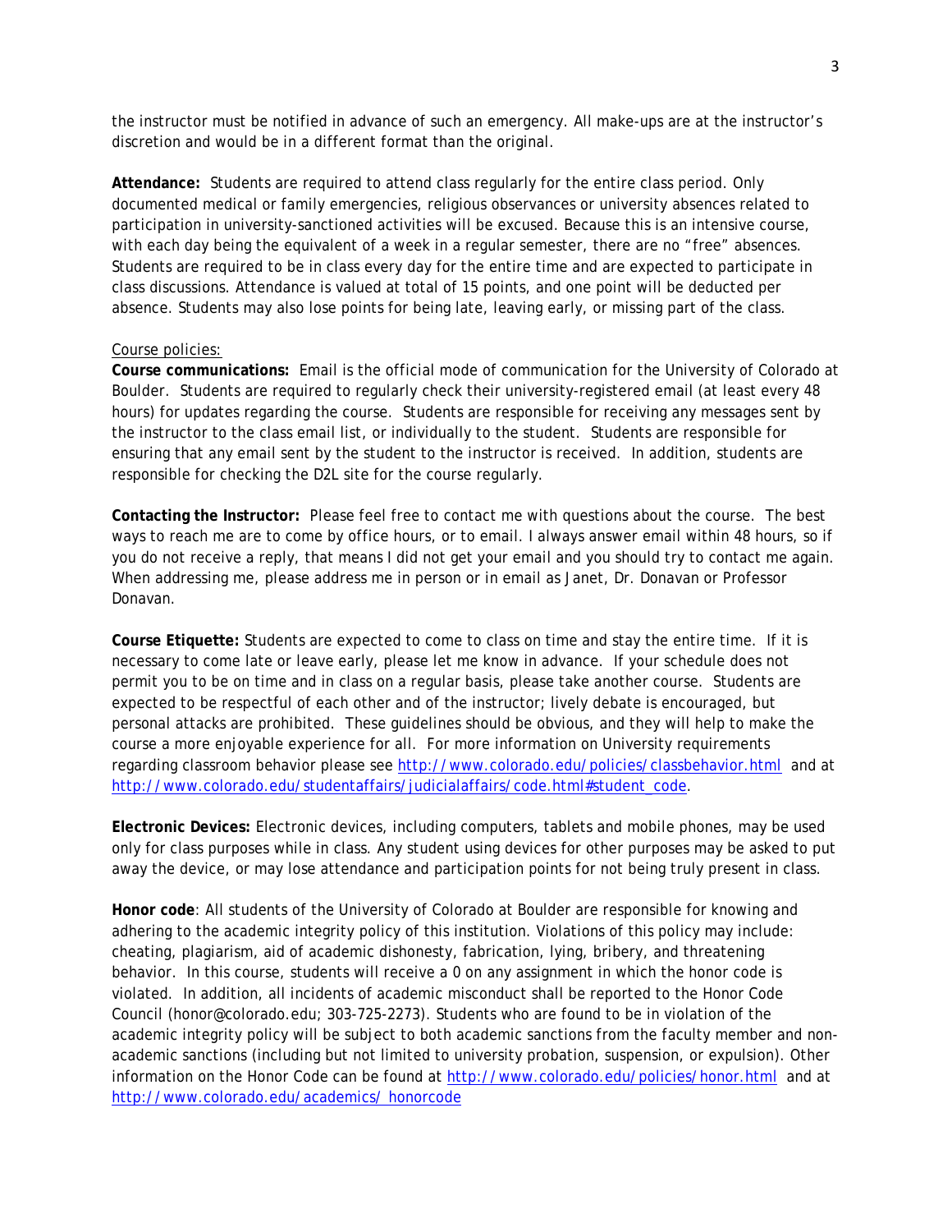the instructor must be notified in advance of such an emergency. All make-ups are at the instructor's discretion and would be in a different format than the original.

**Attendance:** Students are required to attend class regularly for the entire class period. Only documented medical or family emergencies, religious observances or university absences related to participation in university-sanctioned activities will be excused. Because this is an intensive course, with each day being the equivalent of a week in a regular semester, there are no "free" absences. Students are required to be in class every day for the entire time and are expected to participate in class discussions. Attendance is valued at total of 15 points, and one point will be deducted per absence. Students may also lose points for being late, leaving early, or missing part of the class.

<u>Course policies:</u>

**Course communications:** Email is the official mode of communication for the University of Colorado at Boulder. Students are required to regularly check their university-registered email (at least every 48 hours) for updates regarding the course. Students are responsible for receiving any messages sent by the instructor to the class email list, or individually to the student. Students are responsible for ensuring that any email sent by the student to the instructor is received. In addition, students are responsible for checking the D2L site for the course regularly.

**Contacting the Instructor:** Please feel free to contact me with questions about the course. The best ways to reach me are to come by office hours, or to email. I always answer email within 48 hours, so if you do not receive a reply, that means I did not get your email and you should try to contact me again. When addressing me, please address me in person or in email as Janet, Dr. Donavan or Professor Donavan.

**Course Etiquette:** Students are expected to come to class on time and stay the entire time. If it is necessary to come late or leave early, please let me know in advance. If your schedule does not permit you to be on time and in class on a regular basis, please take another course. Students are expected to be respectful of each other and of the instructor; lively debate is encouraged, but personal attacks are prohibited. These guidelines should be obvious, and they will help to make the course a more enjoyable experience for all. For more information on University requirements regarding classroom behavior please see http://www.colorado.edu/policies/classbehavior.html and at http://www.colorado.edu/studentaffairs/judicialaffairs/code.html#student_code.

**Electronic Devices:** Electronic devices, including computers, tablets and mobile phones, may be used only for class purposes while in class. Any student using devices for other purposes may be asked to put away the device, or may lose attendance and participation points for not being truly present in class.

**Honor code**: All students of the University of Colorado at Boulder are responsible for knowing and adhering to the academic integrity policy of this institution. Violations of this policy may include: cheating, plagiarism, aid of academic dishonesty, fabrication, lying, bribery, and threatening behavior. In this course, students will receive a 0 on any assignment in which the honor code is violated. In addition, all incidents of academic misconduct shall be reported to the Honor Code Council (honor@colorado.edu; 303-725-2273). Students who are found to be in violation of the academic integrity policy will be subject to both academic sanctions from the faculty member and non-academic sanctions (including but not limited to university probation, suspension, or expulsion). Other information on the Honor Code can be found at http://www.colorado.edu/policies/honor.html and at http://www.colorado.edu/academics/ honorcode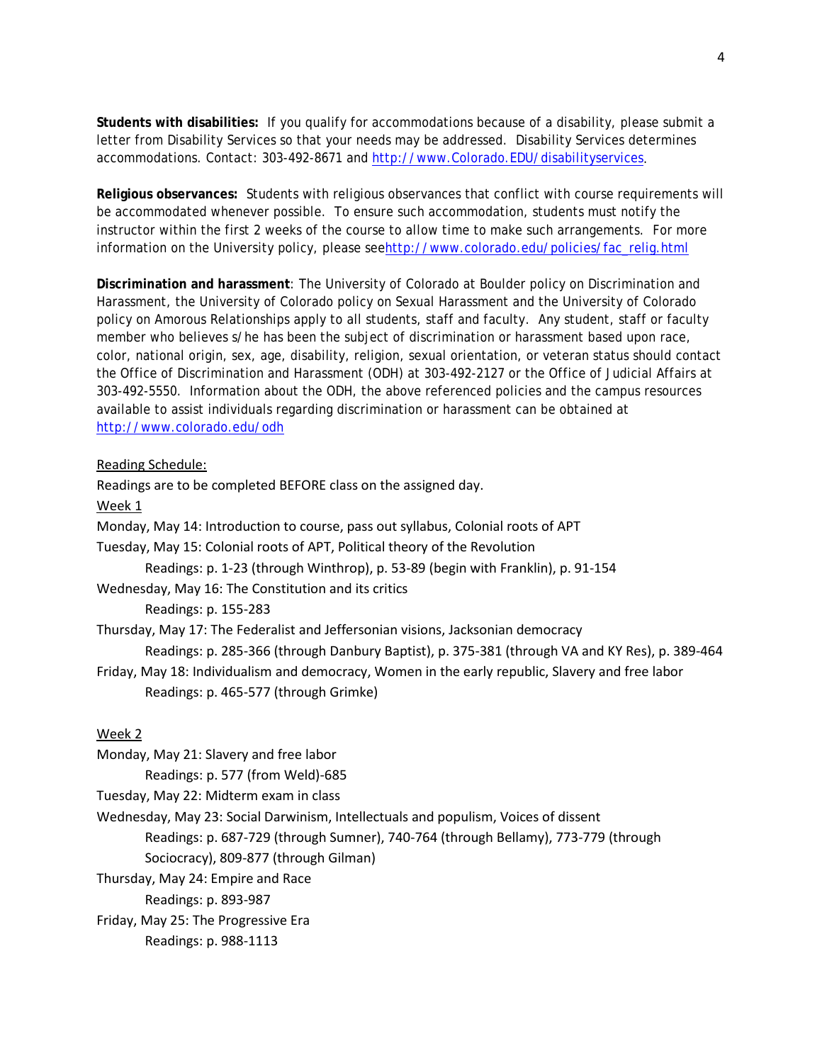**Students with disabilities:** If you qualify for accommodations because of a disability, please submit a letter from Disability Services so that your needs may be addressed. Disability Services determines accommodations. Contact: 303-492-8671 and http://www.Colorado.EDU/disabilityservices.

**Religious observances:** Students with religious observances that conflict with course requirements will be accommodated whenever possible. To ensure such accommodation, students must notify the instructor within the first 2 weeks of the course to allow time to make such arrangements. For more information on the University policy, please seehttp://www.colorado.edu/policies/fac_relig.html

**Discrimination and harassment**: The University of Colorado at Boulder policy on Discrimination and Harassment, the University of Colorado policy on Sexual Harassment and the University of Colorado policy on Amorous Relationships apply to all students, staff and faculty. Any student, staff or faculty member who believes s/he has been the subject of discrimination or harassment based upon race, color, national origin, sex, age, disability, religion, sexual orientation, or veteran status should contact the Office of Discrimination and Harassment (ODH) at 303-492-2127 or the Office of Judicial Affairs at 303-492-5550. Information about the ODH, the above referenced policies and the campus resources available to assist individuals regarding discrimination or harassment can be obtained at http://www.colorado.edu/odh

Reading Schedule:

Readings are to be completed BEFORE class on the assigned day.

Week 1

Monday, May 14: Introduction to course, pass out syllabus, Colonial roots of APT

Tuesday, May 15: Colonial roots of APT, Political theory of the Revolution

Readings: p. 1-23 (through Winthrop), p. 53-89 (begin with Franklin), p. 91-154

Wednesday, May 16: The Constitution and its critics

Readings: p. 155-283

Thursday, May 17: The Federalist and Jeffersonian visions, Jacksonian democracy

Readings: p. 285-366 (through Danbury Baptist), p. 375-381 (through VA and KY Res), p. 389-464

Friday, May 18: Individualism and democracy, Women in the early republic, Slavery and free labor

Readings: p. 465-577 (through Grimke)

Week 2

Monday, May 21: Slavery and free labor

Readings: p. 577 (from Weld)-685

Tuesday, May 22: Midterm exam in class

Wednesday, May 23: Social Darwinism, Intellectuals and populism, Voices of dissent

Readings: p. 687-729 (through Sumner), 740-764 (through Bellamy), 773-779 (through Sociocracy), 809-877 (through Gilman)

Thursday, May 24: Empire and Race

Readings: p. 893-987

Friday, May 25: The Progressive Era

Readings: p. 988-1113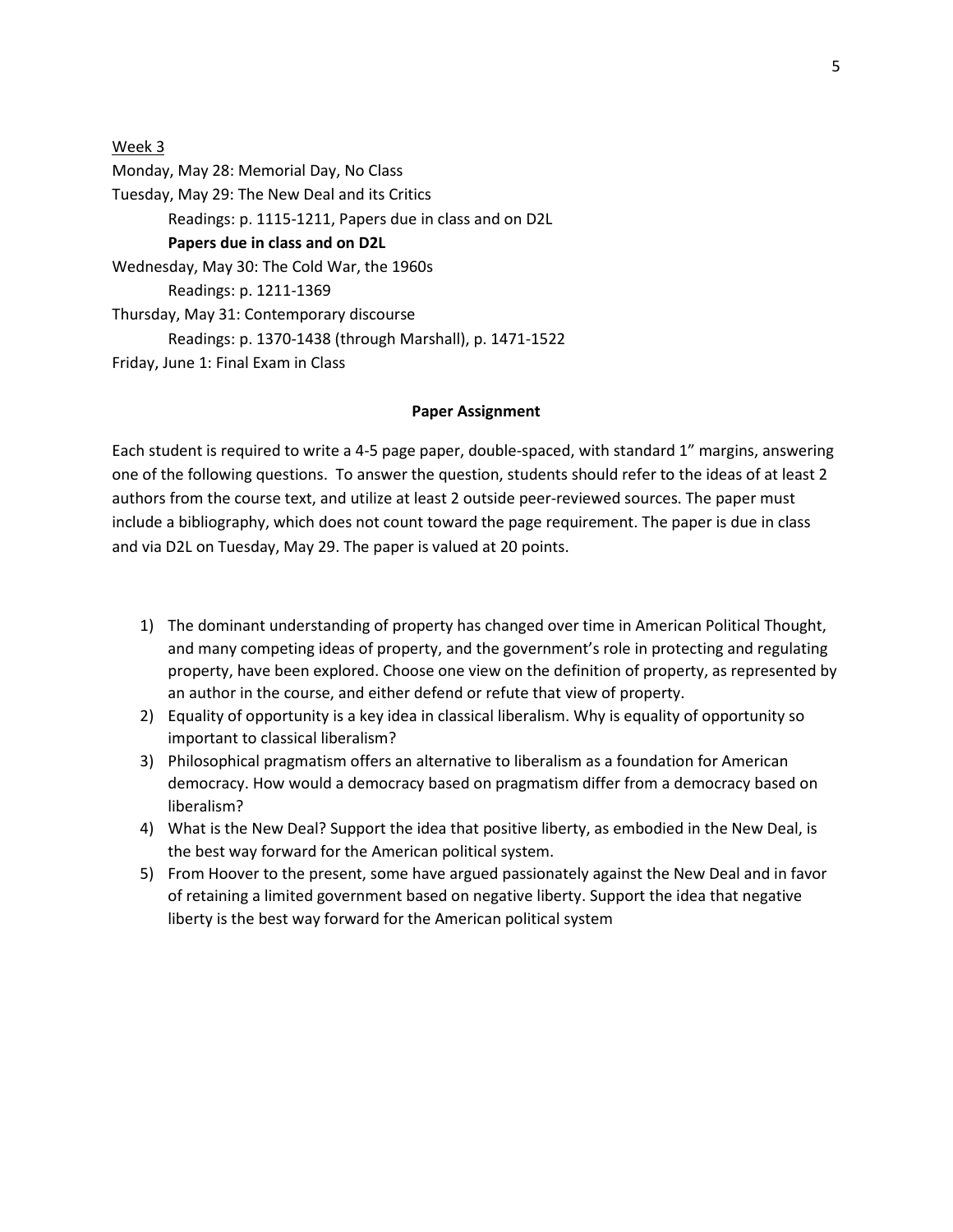Week 3

Monday, May 28: Memorial Day, No Class

Tuesday, May 29: The New Deal and its Critics

Readings: p. 1115-1211, Papers due in class and on D2L

**Papers due in class and on D2L**

Wednesday, May 30: The Cold War, the 1960s

Readings: p. 1211-1369

Thursday, May 31: Contemporary discourse

Readings: p. 1370-1438 (through Marshall), p. 1471-1522

Friday, June 1: Final Exam in Class

**Paper Assignment**

Each student is required to write a 4-5 page paper, double-spaced, with standard 1" margins, answering one of the following questions. To answer the question, students should refer to the ideas of at least 2 authors from the course text, and utilize at least 2 outside peer-reviewed sources. The paper must include a bibliography, which does not count toward the page requirement. The paper is due in class and via D2L on Tuesday, May 29. The paper is valued at 20 points.

1) The dominant understanding of property has changed over time in American Political Thought, and many competing ideas of property, and the government's role in protecting and regulating property, have been explored. Choose one view on the definition of property, as represented by an author in the course, and either defend or refute that view of property.
2) Equality of opportunity is a key idea in classical liberalism. Why is equality of opportunity so important to classical liberalism?
3) Philosophical pragmatism offers an alternative to liberalism as a foundation for American democracy. How would a democracy based on pragmatism differ from a democracy based on liberalism?
4) What is the New Deal? Support the idea that positive liberty, as embodied in the New Deal, is the best way forward for the American political system.
5) From Hoover to the present, some have argued passionately against the New Deal and in favor of retaining a limited government based on negative liberty. Support the idea that negative liberty is the best way forward for the American political system